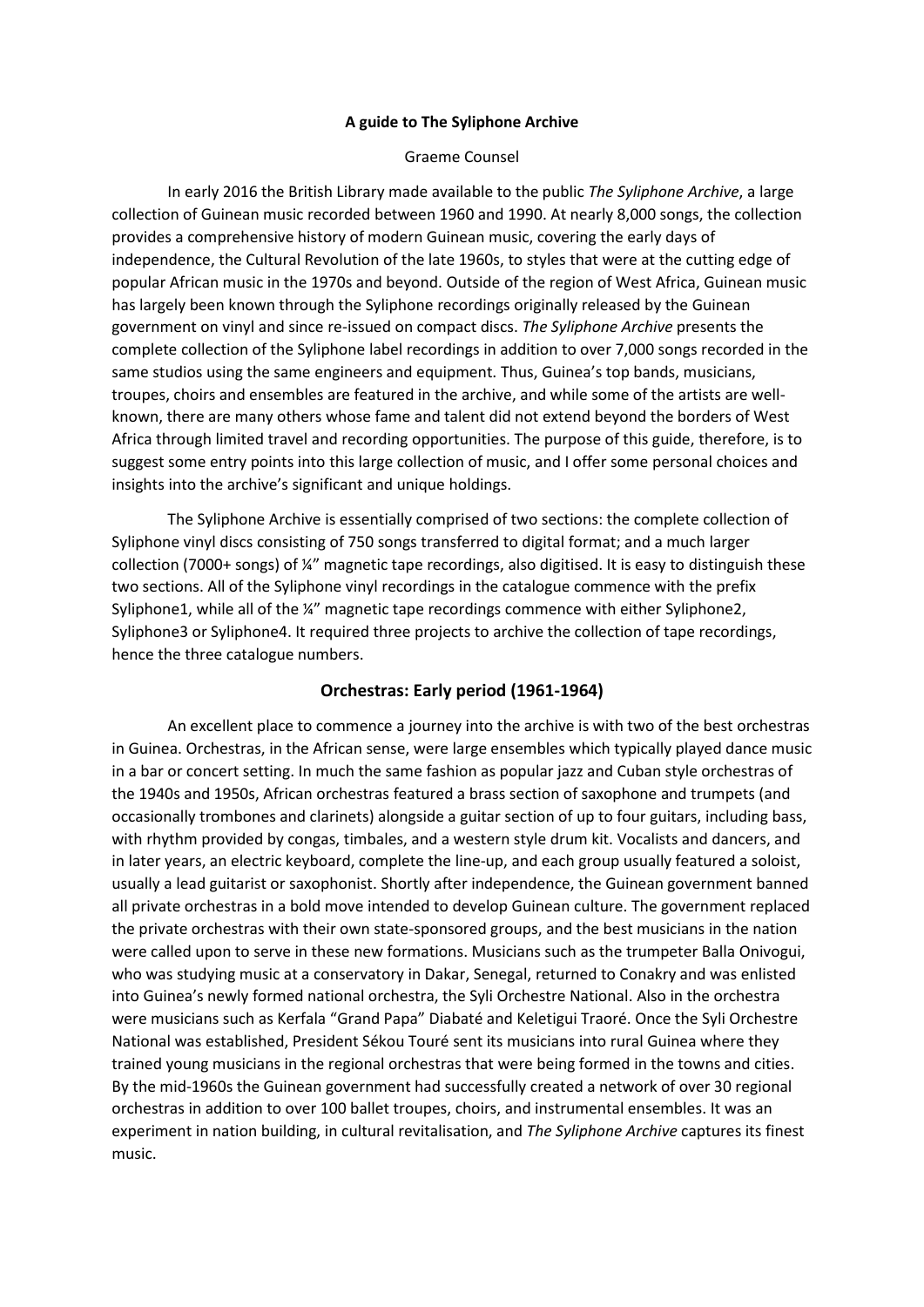**A guide to The Syliphone Archive**

Graeme Counsel

In early 2016 the British Library made available to the public *The Syliphone Archive*, a large collection of Guinean music recorded between 1960 and 1990. At nearly 8,000 songs, the collection provides a comprehensive history of modern Guinean music, covering the early days of independence, the Cultural Revolution of the late 1960s, to styles that were at the cutting edge of popular African music in the 1970s and beyond. Outside of the region of West Africa, Guinean music has largely been known through the Syliphone recordings originally released by the Guinean government on vinyl and since re-issued on compact discs. *The Syliphone Archive* presents the complete collection of the Syliphone label recordings in addition to over 7,000 songs recorded in the same studios using the same engineers and equipment. Thus, Guinea's top bands, musicians, troupes, choirs and ensembles are featured in the archive, and while some of the artists are well-known, there are many others whose fame and talent did not extend beyond the borders of West Africa through limited travel and recording opportunities. The purpose of this guide, therefore, is to suggest some entry points into this large collection of music, and I offer some personal choices and insights into the archive's significant and unique holdings.

The Syliphone Archive is essentially comprised of two sections: the complete collection of Syliphone vinyl discs consisting of 750 songs transferred to digital format; and a much larger collection (7000+ songs) of ¼" magnetic tape recordings, also digitised. It is easy to distinguish these two sections. All of the Syliphone vinyl recordings in the catalogue commence with the prefix Syliphone1, while all of the ¼" magnetic tape recordings commence with either Syliphone2, Syliphone3 or Syliphone4. It required three projects to archive the collection of tape recordings, hence the three catalogue numbers.

## Orchestras: Early period (1961-1964)

An excellent place to commence a journey into the archive is with two of the best orchestras in Guinea. Orchestras, in the African sense, were large ensembles which typically played dance music in a bar or concert setting. In much the same fashion as popular jazz and Cuban style orchestras of the 1940s and 1950s, African orchestras featured a brass section of saxophone and trumpets (and occasionally trombones and clarinets) alongside a guitar section of up to four guitars, including bass, with rhythm provided by congas, timbales, and a western style drum kit. Vocalists and dancers, and in later years, an electric keyboard, complete the line-up, and each group usually featured a soloist, usually a lead guitarist or saxophonist. Shortly after independence, the Guinean government banned all private orchestras in a bold move intended to develop Guinean culture. The government replaced the private orchestras with their own state-sponsored groups, and the best musicians in the nation were called upon to serve in these new formations. Musicians such as the trumpeter Balla Onivogui, who was studying music at a conservatory in Dakar, Senegal, returned to Conakry and was enlisted into Guinea's newly formed national orchestra, the Syli Orchestre National. Also in the orchestra were musicians such as Kerfala "Grand Papa" Diabaté and Keletigui Traoré. Once the Syli Orchestre National was established, President Sékou Touré sent its musicians into rural Guinea where they trained young musicians in the regional orchestras that were being formed in the towns and cities. By the mid-1960s the Guinean government had successfully created a network of over 30 regional orchestras in addition to over 100 ballet troupes, choirs, and instrumental ensembles. It was an experiment in nation building, in cultural revitalisation, and *The Syliphone Archive* captures its finest music.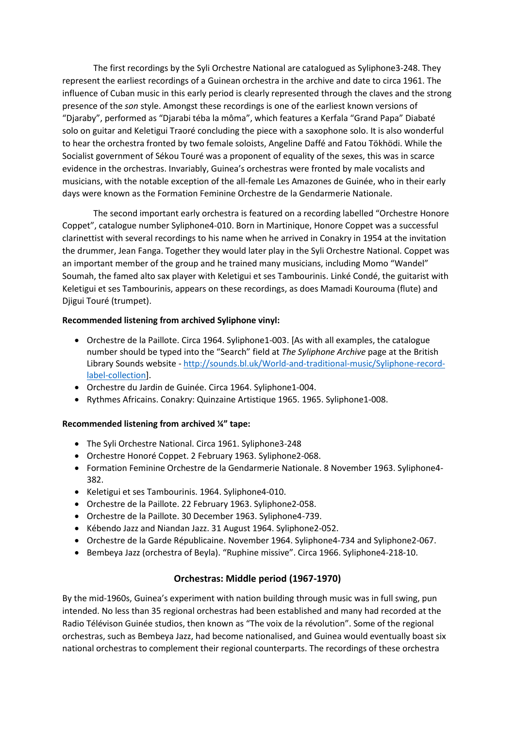The first recordings by the Syli Orchestre National are catalogued as Syliphone3-248. They represent the earliest recordings of a Guinean orchestra in the archive and date to circa 1961. The influence of Cuban music in this early period is clearly represented through the claves and the strong presence of the *son* style. Amongst these recordings is one of the earliest known versions of "Djaraby", performed as "Djarabi téba la môma", which features a Kerfala "Grand Papa" Diabaté solo on guitar and Keletigui Traoré concluding the piece with a saxophone solo. It is also wonderful to hear the orchestra fronted by two female soloists, Angeline Daffé and Fatou Tökhödi. While the Socialist government of Sékou Touré was a proponent of equality of the sexes, this was in scarce evidence in the orchestras. Invariably, Guinea's orchestras were fronted by male vocalists and musicians, with the notable exception of the all-female Les Amazones de Guinée, who in their early days were known as the Formation Feminine Orchestre de la Gendarmerie Nationale.

The second important early orchestra is featured on a recording labelled "Orchestre Honore Coppet", catalogue number Syliphone4-010. Born in Martinique, Honore Coppet was a successful clarinettist with several recordings to his name when he arrived in Conakry in 1954 at the invitation the drummer, Jean Fanga. Together they would later play in the Syli Orchestre National. Coppet was an important member of the group and he trained many musicians, including Momo "Wandel" Soumah, the famed alto sax player with Keletigui et ses Tambourinis. Linké Condé, the guitarist with Keletigui et ses Tambourinis, appears on these recordings, as does Mamadi Kourouma (flute) and Djigui Touré (trumpet).

**Recommended listening from archived Syliphone vinyl:**

- Orchestre de la Paillote. Circa 1964. Syliphone1-003. [As with all examples, the catalogue number should be typed into the "Search" field at *The Syliphone Archive* page at the British Library Sounds website - http://sounds.bl.uk/World-and-traditional-music/Syliphone-record-label-collection].
- Orchestre du Jardin de Guinée. Circa 1964. Syliphone1-004.
- Rythmes Africains. Conakry: Quinzaine Artistique 1965. 1965. Syliphone1-008.

**Recommended listening from archived ¼" tape:**

- The Syli Orchestre National. Circa 1961. Syliphone3-248
- Orchestre Honoré Coppet. 2 February 1963. Syliphone2-068.
- Formation Feminine Orchestre de la Gendarmerie Nationale. 8 November 1963. Syliphone4-382.
- Keletigui et ses Tambourinis. 1964. Syliphone4-010.
- Orchestre de la Paillote. 22 February 1963. Syliphone2-058.
- Orchestre de la Paillote. 30 December 1963. Syliphone4-739.
- Kébendo Jazz and Niandan Jazz. 31 August 1964. Syliphone2-052.
- Orchestre de la Garde Républicaine. November 1964. Syliphone4-734 and Syliphone2-067.
- Bembeya Jazz (orchestra of Beyla). "Ruphine missive". Circa 1966. Syliphone4-218-10.

## Orchestras: Middle period (1967-1970)

By the mid-1960s, Guinea's experiment with nation building through music was in full swing, pun intended. No less than 35 regional orchestras had been established and many had recorded at the Radio Télévison Guinée studios, then known as "The voix de la révolution". Some of the regional orchestras, such as Bembeya Jazz, had become nationalised, and Guinea would eventually boast six national orchestras to complement their regional counterparts. The recordings of these orchestra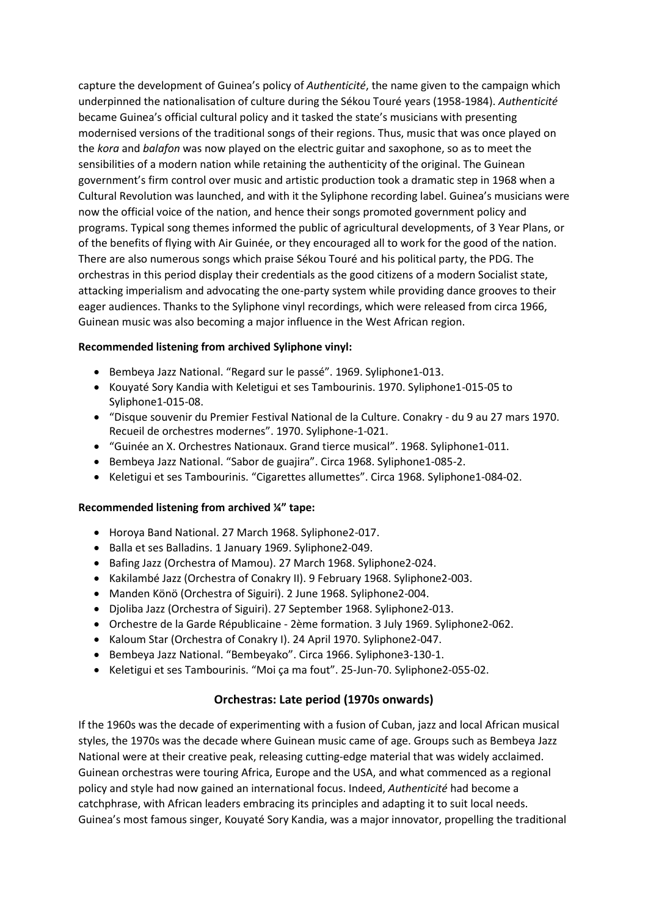capture the development of Guinea's policy of *Authenticité*, the name given to the campaign which underpinned the nationalisation of culture during the Sékou Touré years (1958-1984). *Authenticité* became Guinea's official cultural policy and it tasked the state's musicians with presenting modernised versions of the traditional songs of their regions. Thus, music that was once played on the *kora* and *balafon* was now played on the electric guitar and saxophone, so as to meet the sensibilities of a modern nation while retaining the authenticity of the original. The Guinean government's firm control over music and artistic production took a dramatic step in 1968 when a Cultural Revolution was launched, and with it the Syliphone recording label. Guinea's musicians were now the official voice of the nation, and hence their songs promoted government policy and programs. Typical song themes informed the public of agricultural developments, of 3 Year Plans, or of the benefits of flying with Air Guinée, or they encouraged all to work for the good of the nation. There are also numerous songs which praise Sékou Touré and his political party, the PDG. The orchestras in this period display their credentials as the good citizens of a modern Socialist state, attacking imperialism and advocating the one-party system while providing dance grooves to their eager audiences. Thanks to the Syliphone vinyl recordings, which were released from circa 1966, Guinean music was also becoming a major influence in the West African region.

**Recommended listening from archived Syliphone vinyl:**

- Bembeya Jazz National. "Regard sur le passé". 1969. Syliphone1-013.
- Kouyaté Sory Kandia with Keletigui et ses Tambourinis. 1970. Syliphone1-015-05 to Syliphone1-015-08.
- "Disque souvenir du Premier Festival National de la Culture. Conakry - du 9 au 27 mars 1970. Recueil de orchestres modernes". 1970. Syliphone-1-021.
- "Guinée an X. Orchestres Nationaux. Grand tierce musical". 1968. Syliphone1-011.
- Bembeya Jazz National. "Sabor de guajira". Circa 1968. Syliphone1-085-2.
- Keletigui et ses Tambourinis. "Cigarettes allumettes". Circa 1968. Syliphone1-084-02.

**Recommended listening from archived ¼" tape:**

- Horoya Band National. 27 March 1968. Syliphone2-017.
- Balla et ses Balladins. 1 January 1969. Syliphone2-049.
- Bafing Jazz (Orchestra of Mamou). 27 March 1968. Syliphone2-024.
- Kakilambé Jazz (Orchestra of Conakry II). 9 February 1968. Syliphone2-003.
- Manden Könö (Orchestra of Siguiri). 2 June 1968. Syliphone2-004.
- Djoliba Jazz (Orchestra of Siguiri). 27 September 1968. Syliphone2-013.
- Orchestre de la Garde Républicaine - 2ème formation. 3 July 1969. Syliphone2-062.
- Kaloum Star (Orchestra of Conakry I). 24 April 1970. Syliphone2-047.
- Bembeya Jazz National. "Bembeyako". Circa 1966. Syliphone3-130-1.
- Keletigui et ses Tambourinis. "Moi ça ma fout". 25-Jun-70. Syliphone2-055-02.

## Orchestras: Late period (1970s onwards)

If the 1960s was the decade of experimenting with a fusion of Cuban, jazz and local African musical styles, the 1970s was the decade where Guinean music came of age. Groups such as Bembeya Jazz National were at their creative peak, releasing cutting-edge material that was widely acclaimed. Guinean orchestras were touring Africa, Europe and the USA, and what commenced as a regional policy and style had now gained an international focus. Indeed, *Authenticité* had become a catchphrase, with African leaders embracing its principles and adapting it to suit local needs. Guinea's most famous singer, Kouyaté Sory Kandia, was a major innovator, propelling the traditional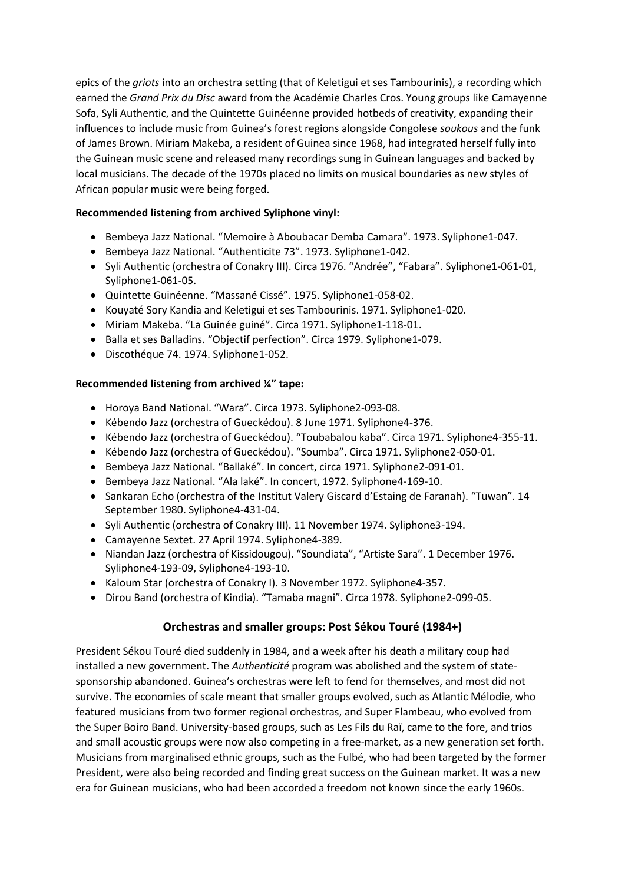epics of the *griots* into an orchestra setting (that of Keletigui et ses Tambourinis), a recording which earned the *Grand Prix du Disc* award from the Académie Charles Cros. Young groups like Camayenne Sofa, Syli Authentic, and the Quintette Guinéenne provided hotbeds of creativity, expanding their influences to include music from Guinea's forest regions alongside Congolese *soukous* and the funk of James Brown. Miriam Makeba, a resident of Guinea since 1968, had integrated herself fully into the Guinean music scene and released many recordings sung in Guinean languages and backed by local musicians. The decade of the 1970s placed no limits on musical boundaries as new styles of African popular music were being forged.

**Recommended listening from archived Syliphone vinyl:**

- Bembeya Jazz National. "Memoire à Aboubacar Demba Camara". 1973. Syliphone1-047.
- Bembeya Jazz National. "Authenticite 73". 1973. Syliphone1-042.
- Syli Authentic (orchestra of Conakry III). Circa 1976. "Andrée", "Fabara". Syliphone1-061-01, Syliphone1-061-05.
- Quintette Guinéenne. "Massané Cissé". 1975. Syliphone1-058-02.
- Kouyaté Sory Kandia and Keletigui et ses Tambourinis. 1971. Syliphone1-020.
- Miriam Makeba. "La Guinée guiné". Circa 1971. Syliphone1-118-01.
- Balla et ses Balladins. "Objectif perfection". Circa 1979. Syliphone1-079.
- Discothéque 74. 1974. Syliphone1-052.

**Recommended listening from archived ¼" tape:**

- Horoya Band National. "Wara". Circa 1973. Syliphone2-093-08.
- Kébendo Jazz (orchestra of Gueckédou). 8 June 1971. Syliphone4-376.
- Kébendo Jazz (orchestra of Gueckédou). "Toubabalou kaba". Circa 1971. Syliphone4-355-11.
- Kébendo Jazz (orchestra of Gueckédou). "Soumba". Circa 1971. Syliphone2-050-01.
- Bembeya Jazz National. "Ballaké". In concert, circa 1971. Syliphone2-091-01.
- Bembeya Jazz National. "Ala laké". In concert, 1972. Syliphone4-169-10.
- Sankaran Echo (orchestra of the Institut Valery Giscard d'Estaing de Faranah). "Tuwan". 14 September 1980. Syliphone4-431-04.
- Syli Authentic (orchestra of Conakry III). 11 November 1974. Syliphone3-194.
- Camayenne Sextet. 27 April 1974. Syliphone4-389.
- Niandan Jazz (orchestra of Kissidougou). "Soundiata", "Artiste Sara". 1 December 1976. Syliphone4-193-09, Syliphone4-193-10.
- Kaloum Star (orchestra of Conakry I). 3 November 1972. Syliphone4-357.
- Dirou Band (orchestra of Kindia). "Tamaba magni". Circa 1978. Syliphone2-099-05.

## Orchestras and smaller groups: Post Sékou Touré (1984+)

President Sékou Touré died suddenly in 1984, and a week after his death a military coup had installed a new government. The *Authenticité* program was abolished and the system of state-sponsorship abandoned. Guinea's orchestras were left to fend for themselves, and most did not survive. The economies of scale meant that smaller groups evolved, such as Atlantic Mélodie, who featured musicians from two former regional orchestras, and Super Flambeau, who evolved from the Super Boiro Band. University-based groups, such as Les Fils du Raï, came to the fore, and trios and small acoustic groups were now also competing in a free-market, as a new generation set forth. Musicians from marginalised ethnic groups, such as the Fulbé, who had been targeted by the former President, were also being recorded and finding great success on the Guinean market. It was a new era for Guinean musicians, who had been accorded a freedom not known since the early 1960s.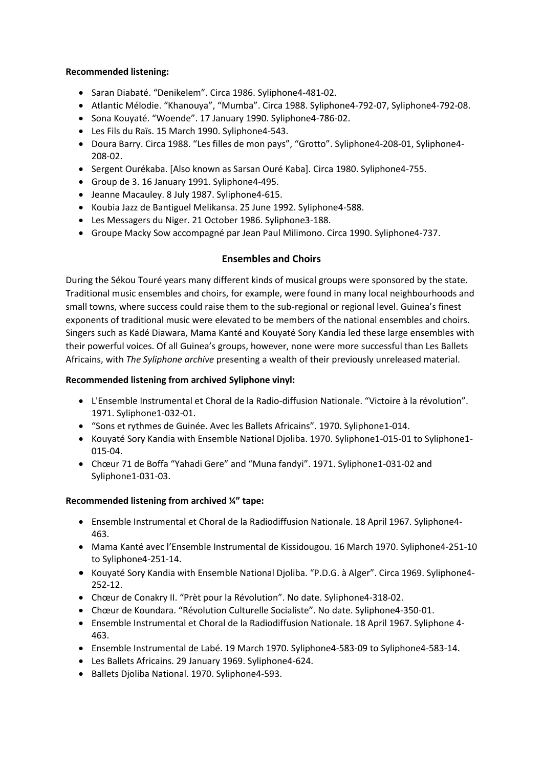**Recommended listening:**

- Saran Diabaté. “Denikelem”. Circa 1986. Syliphone4-481-02.
- Atlantic Mélodie. “Khanouya”, “Mumba”. Circa 1988. Syliphone4-792-07, Syliphone4-792-08.
- Sona Kouyaté. “Woende”. 17 January 1990. Syliphone4-786-02.
- Les Fils du Raïs. 15 March 1990. Syliphone4-543.
- Doura Barry. Circa 1988. “Les filles de mon pays”, “Grotto”. Syliphone4-208-01, Syliphone4-208-02.
- Sergent Ourékaba. [Also known as Sarsan Ouré Kaba]. Circa 1980. Syliphone4-755.
- Group de 3. 16 January 1991. Syliphone4-495.
- Jeanne Macauley. 8 July 1987. Syliphone4-615.
- Koubia Jazz de Bantiguel Melikansa. 25 June 1992. Syliphone4-588.
- Les Messagers du Niger. 21 October 1986. Syliphone3-188.
- Groupe Macky Sow accompagné par Jean Paul Milimono. Circa 1990. Syliphone4-737.

## Ensembles and Choirs

During the Sékou Touré years many different kinds of musical groups were sponsored by the state. Traditional music ensembles and choirs, for example, were found in many local neighbourhoods and small towns, where success could raise them to the sub-regional or regional level. Guinea’s finest exponents of traditional music were elevated to be members of the national ensembles and choirs. Singers such as Kadé Diawara, Mama Kanté and Kouyaté Sory Kandia led these large ensembles with their powerful voices. Of all Guinea’s groups, however, none were more successful than Les Ballets Africains, with *The Syliphone archive* presenting a wealth of their previously unreleased material.

**Recommended listening from archived Syliphone vinyl:**

- L'Ensemble Instrumental et Choral de la Radio-diffusion Nationale. “Victoire à la révolution”. 1971. Syliphone1-032-01.
- “Sons et rythmes de Guinée. Avec les Ballets Africains”. 1970. Syliphone1-014.
- Kouyaté Sory Kandia with Ensemble National Djoliba. 1970. Syliphone1-015-01 to Syliphone1-015-04.
- Chœur 71 de Boffa “Yahadi Gere” and “Muna fandyi”. 1971. Syliphone1-031-02 and Syliphone1-031-03.

**Recommended listening from archived ¼” tape:**

- Ensemble Instrumental et Choral de la Radiodiffusion Nationale. 18 April 1967. Syliphone4-463.
- Mama Kanté avec l’Ensemble Instrumental de Kissidougou. 16 March 1970. Syliphone4-251-10 to Syliphone4-251-14.
- Kouyaté Sory Kandia with Ensemble National Djoliba. “P.D.G. à Alger”. Circa 1969. Syliphone4-252-12.
- Chœur de Conakry II. “Prèt pour la Révolution”. No date. Syliphone4-318-02.
- Chœur de Koundara. “Révolution Culturelle Socialiste”. No date. Syliphone4-350-01.
- Ensemble Instrumental et Choral de la Radiodiffusion Nationale. 18 April 1967. Syliphone 4-463.
- Ensemble Instrumental de Labé. 19 March 1970. Syliphone4-583-09 to Syliphone4-583-14.
- Les Ballets Africains. 29 January 1969. Syliphone4-624.
- Ballets Djoliba National. 1970. Syliphone4-593.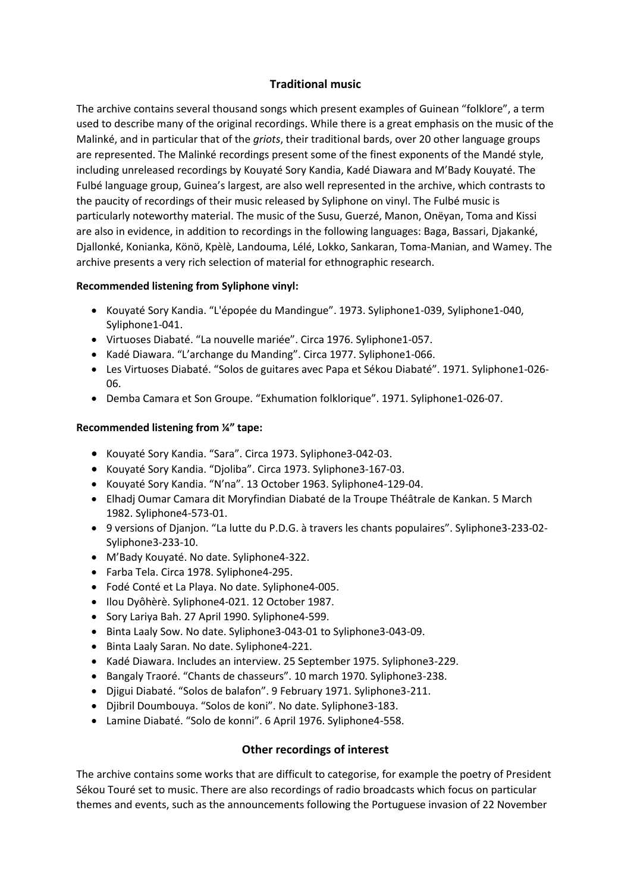## Traditional music

The archive contains several thousand songs which present examples of Guinean "folklore", a term used to describe many of the original recordings. While there is a great emphasis on the music of the Malinké, and in particular that of the *griots*, their traditional bards, over 20 other language groups are represented. The Malinké recordings present some of the finest exponents of the Mandé style, including unreleased recordings by Kouyaté Sory Kandia, Kadé Diawara and M'Bady Kouyaté. The Fulbé language group, Guinea's largest, are also well represented in the archive, which contrasts to the paucity of recordings of their music released by Syliphone on vinyl. The Fulbé music is particularly noteworthy material. The music of the Susu, Guerzé, Manon, Onëyan, Toma and Kissi are also in evidence, in addition to recordings in the following languages: Baga, Bassari, Djakanké, Djallonké, Konianka, Könö, Kpèlè, Landouma, Lélé, Lokko, Sankaran, Toma-Manian, and Wamey. The archive presents a very rich selection of material for ethnographic research.

**Recommended listening from Syliphone vinyl:**

- Kouyaté Sory Kandia. "L'épopée du Mandingue". 1973. Syliphone1-039, Syliphone1-040, Syliphone1-041.
- Virtuoses Diabaté. "La nouvelle mariée". Circa 1976. Syliphone1-057.
- Kadé Diawara. "L'archange du Manding". Circa 1977. Syliphone1-066.
- Les Virtuoses Diabaté. "Solos de guitares avec Papa et Sékou Diabaté". 1971. Syliphone1-026-06.
- Demba Camara et Son Groupe. "Exhumation folklorique". 1971. Syliphone1-026-07.

**Recommended listening from ¼" tape:**

- Kouyaté Sory Kandia. "Sara". Circa 1973. Syliphone3-042-03.
- Kouyaté Sory Kandia. "Djoliba". Circa 1973. Syliphone3-167-03.
- Kouyaté Sory Kandia. "N'na". 13 October 1963. Syliphone4-129-04.
- Elhadj Oumar Camara dit Moryfindian Diabaté de la Troupe Théâtrale de Kankan. 5 March 1982. Syliphone4-573-01.
- 9 versions of Djanjon. "La lutte du P.D.G. à travers les chants populaires". Syliphone3-233-02- Syliphone3-233-10.
- M'Bady Kouyaté. No date. Syliphone4-322.
- Farba Tela. Circa 1978. Syliphone4-295.
- Fodé Conté et La Playa. No date. Syliphone4-005.
- Ilou Dyôhèrè. Syliphone4-021. 12 October 1987.
- Sory Lariya Bah. 27 April 1990. Syliphone4-599.
- Binta Laaly Sow. No date. Syliphone3-043-01 to Syliphone3-043-09.
- Binta Laaly Saran. No date. Syliphone4-221.
- Kadé Diawara. Includes an interview. 25 September 1975. Syliphone3-229.
- Bangaly Traoré. "Chants de chasseurs". 10 march 1970. Syliphone3-238.
- Djigui Diabaté. "Solos de balafon". 9 February 1971. Syliphone3-211.
- Djibril Doumbouya. "Solos de koni". No date. Syliphone3-183.
- Lamine Diabaté. "Solo de konni". 6 April 1976. Syliphone4-558.

## Other recordings of interest

The archive contains some works that are difficult to categorise, for example the poetry of President Sékou Touré set to music. There are also recordings of radio broadcasts which focus on particular themes and events, such as the announcements following the Portuguese invasion of 22 November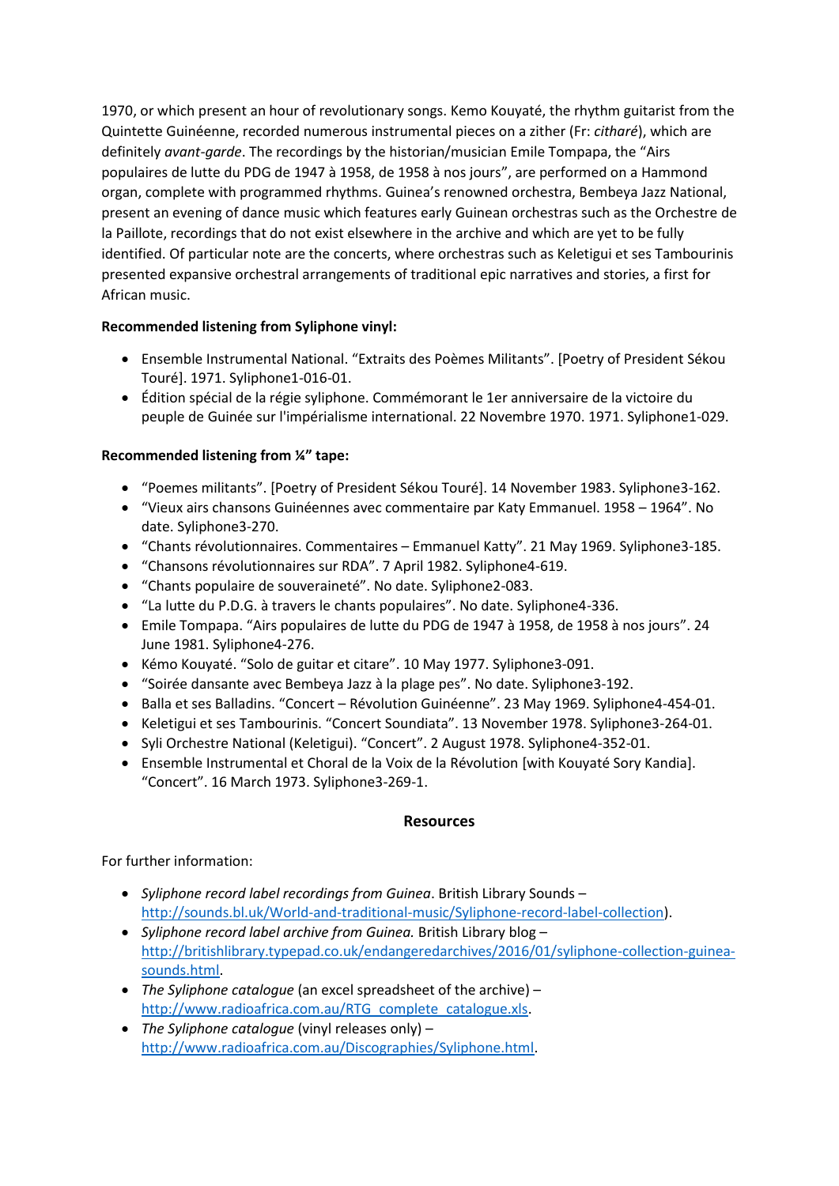1970, or which present an hour of revolutionary songs. Kemo Kouyaté, the rhythm guitarist from the Quintette Guinéenne, recorded numerous instrumental pieces on a zither (Fr: *citharé*), which are definitely *avant-garde*. The recordings by the historian/musician Emile Tompapa, the "Airs populaires de lutte du PDG de 1947 à 1958, de 1958 à nos jours", are performed on a Hammond organ, complete with programmed rhythms. Guinea's renowned orchestra, Bembeya Jazz National, present an evening of dance music which features early Guinean orchestras such as the Orchestre de la Paillote, recordings that do not exist elsewhere in the archive and which are yet to be fully identified. Of particular note are the concerts, where orchestras such as Keletigui et ses Tambourinis presented expansive orchestral arrangements of traditional epic narratives and stories, a first for African music.

**Recommended listening from Syliphone vinyl:**

- Ensemble Instrumental National. "Extraits des Poèmes Militants". [Poetry of President Sékou Touré]. 1971. Syliphone1-016-01.
- Édition spécial de la régie syliphone. Commémorant le 1er anniversaire de la victoire du peuple de Guinée sur l'impérialisme international. 22 Novembre 1970. 1971. Syliphone1-029.

**Recommended listening from ¼" tape:**

- "Poemes militants". [Poetry of President Sékou Touré]. 14 November 1983. Syliphone3-162.
- "Vieux airs chansons Guinéennes avec commentaire par Katy Emmanuel. 1958 – 1964". No date. Syliphone3-270.
- "Chants révolutionnaires. Commentaires – Emmanuel Katty". 21 May 1969. Syliphone3-185.
- "Chansons révolutionnaires sur RDA". 7 April 1982. Syliphone4-619.
- "Chants populaire de souveraineté". No date. Syliphone2-083.
- "La lutte du P.D.G. à travers le chants populaires". No date. Syliphone4-336.
- Emile Tompapa. "Airs populaires de lutte du PDG de 1947 à 1958, de 1958 à nos jours". 24 June 1981. Syliphone4-276.
- Kémo Kouyaté. "Solo de guitar et citare". 10 May 1977. Syliphone3-091.
- "Soirée dansante avec Bembeya Jazz à la plage pes". No date. Syliphone3-192.
- Balla et ses Balladins. "Concert – Révolution Guinéenne". 23 May 1969. Syliphone4-454-01.
- Keletigui et ses Tambourinis. "Concert Soundiata". 13 November 1978. Syliphone3-264-01.
- Syli Orchestre National (Keletigui). "Concert". 2 August 1978. Syliphone4-352-01.
- Ensemble Instrumental et Choral de la Voix de la Révolution [with Kouyaté Sory Kandia]. "Concert". 16 March 1973. Syliphone3-269-1.

## Resources

For further information:

- *Syliphone record label recordings from Guinea*. British Library Sounds – [http://sounds.bl.uk/World-and-traditional-music/Syliphone-record-label-collection](http://sounds.bl.uk/World-and-traditional-music/Syliphone-record-label-collection)).
- *Syliphone record label archive from Guinea.* British Library blog – [http://britishlibrary.typepad.co.uk/endangeredarchives/2016/01/syliphone-collection-guinea-sounds.html](http://britishlibrary.typepad.co.uk/endangeredarchives/2016/01/syliphone-collection-guinea-sounds.html).
- *The Syliphone catalogue* (an excel spreadsheet of the archive) – [http://www.radioafrica.com.au/RTG_complete_catalogue.xls](http://www.radioafrica.com.au/RTG_complete_catalogue.xls).
- *The Syliphone catalogue* (vinyl releases only) – [http://www.radioafrica.com.au/Discographies/Syliphone.html](http://www.radioafrica.com.au/Discographies/Syliphone.html).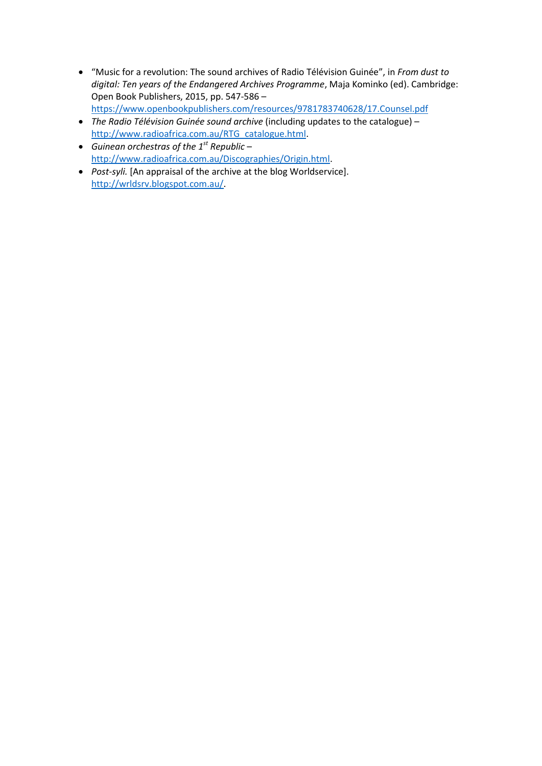- "Music for a revolution: The sound archives of Radio Télévision Guinée", in *From dust to digital: Ten years of the Endangered Archives Programme*, Maja Kominko (ed). Cambridge: Open Book Publishers, 2015, pp. 547-586 – https://www.openbookpublishers.com/resources/9781783740628/17.Counsel.pdf
- *The Radio Télévision Guinée sound archive* (including updates to the catalogue) – http://www.radioafrica.com.au/RTG_catalogue.html.
- *Guinean orchestras of the 1st Republic* – http://www.radioafrica.com.au/Discographies/Origin.html.
- *Post-syli.* [An appraisal of the archive at the blog Worldservice]. http://wrldsrv.blogspot.com.au/.